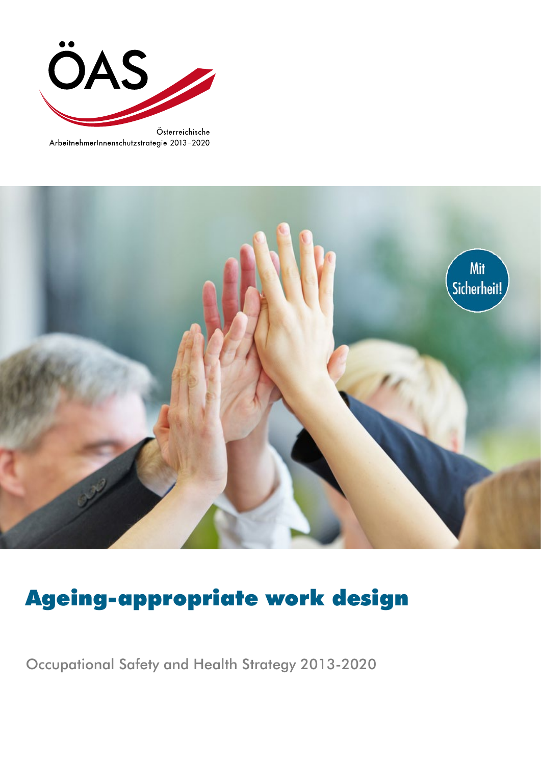ÖAS

Österreichische ArbeitnehmerInnenschutzstrategie 2013–2020

Mit Sicherheit!

# Ageing-appropriate work design

Occupational Safety and Health Strategy 2013-2020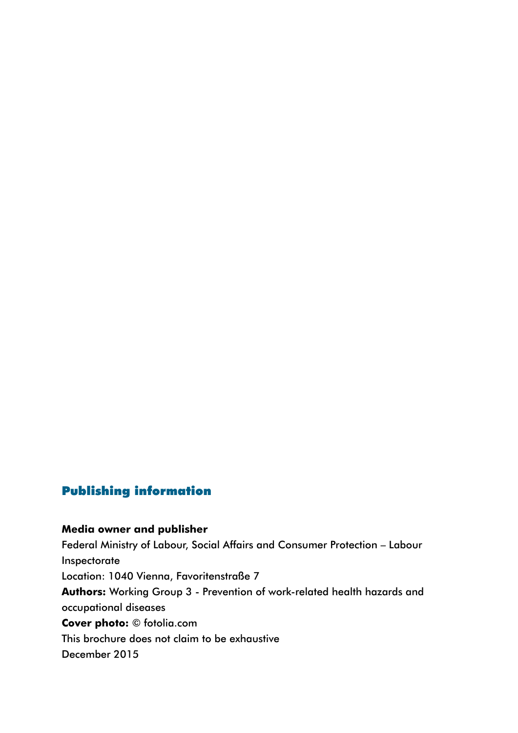## Publishing information

**Media owner and publisher**
Federal Ministry of Labour, Social Affairs and Consumer Protection – Labour Inspectorate
Location: 1040 Vienna, Favoritenstraße 7
**Authors:** Working Group 3 - Prevention of work-related health hazards and occupational diseases
**Cover photo:** © fotolia.com
This brochure does not claim to be exhaustive
December 2015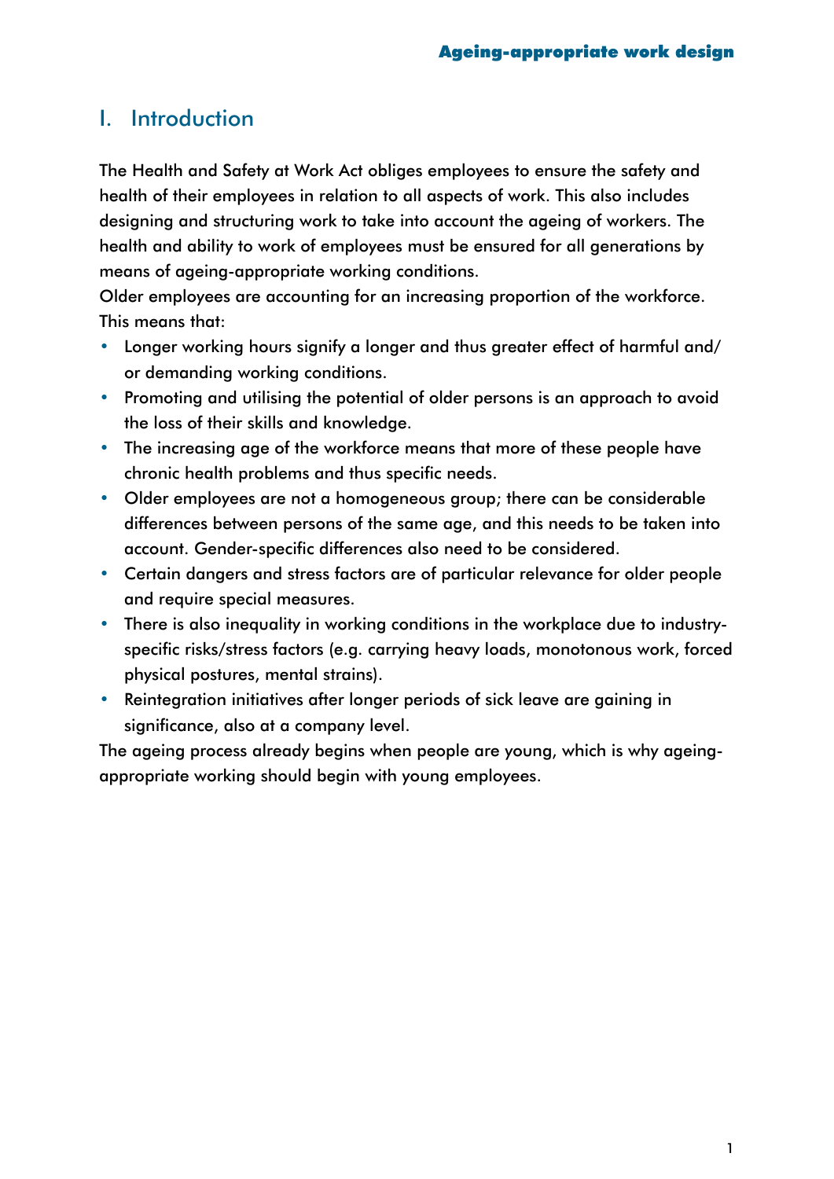# I. Introduction

The Health and Safety at Work Act obliges employees to ensure the safety and health of their employees in relation to all aspects of work. This also includes designing and structuring work to take into account the ageing of workers. The health and ability to work of employees must be ensured for all generations by means of ageing-appropriate working conditions.

Older employees are accounting for an increasing proportion of the workforce. This means that:

- Longer working hours signify a longer and thus greater effect of harmful and/or demanding working conditions.
- Promoting and utilising the potential of older persons is an approach to avoid the loss of their skills and knowledge.
- The increasing age of the workforce means that more of these people have chronic health problems and thus specific needs.
- Older employees are not a homogeneous group; there can be considerable differences between persons of the same age, and this needs to be taken into account. Gender-specific differences also need to be considered.
- Certain dangers and stress factors are of particular relevance for older people and require special measures.
- There is also inequality in working conditions in the workplace due to industry-specific risks/stress factors (e.g. carrying heavy loads, monotonous work, forced physical postures, mental strains).
- Reintegration initiatives after longer periods of sick leave are gaining in significance, also at a company level.

The ageing process already begins when people are young, which is why ageing-appropriate working should begin with young employees.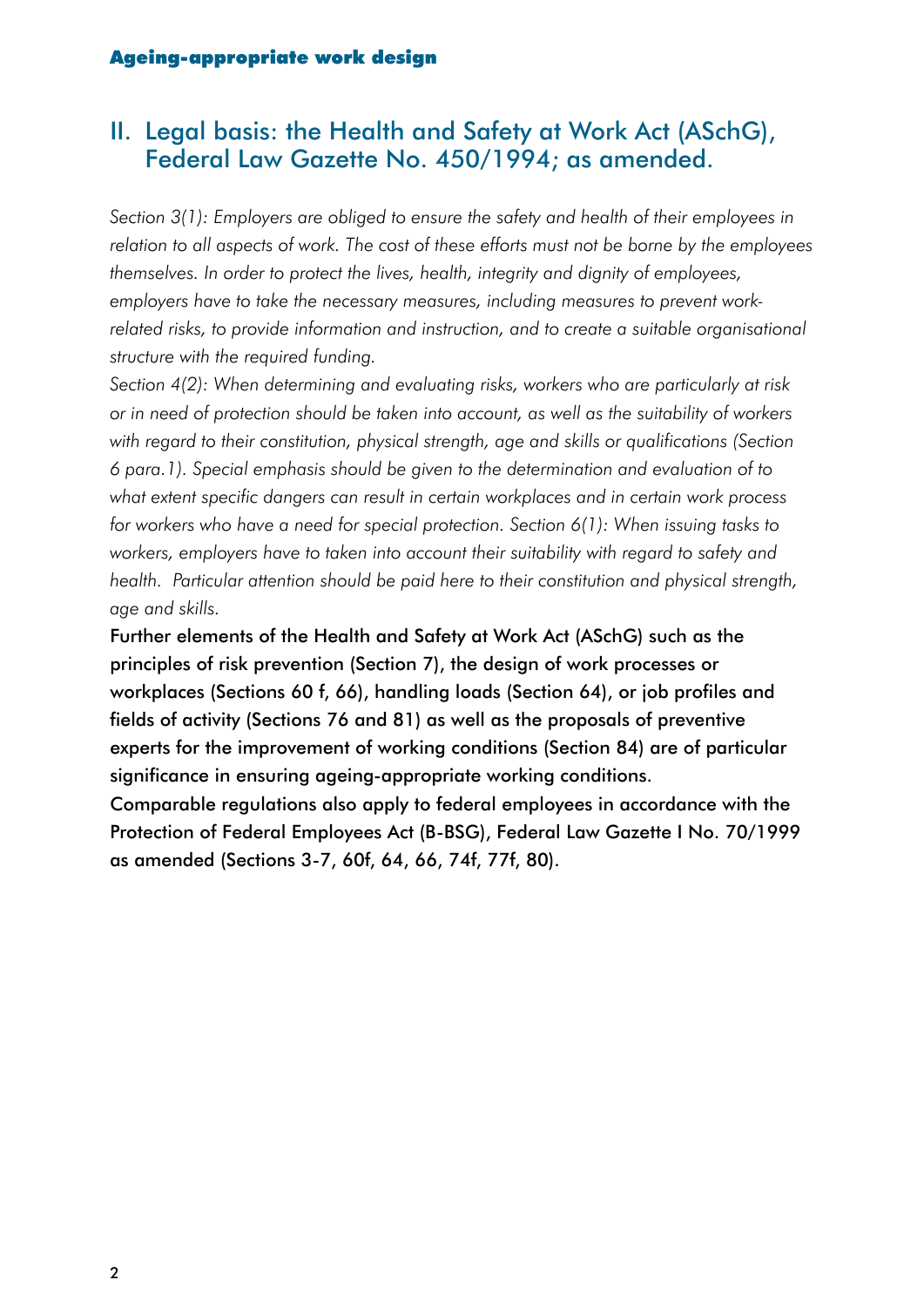## II. Legal basis: the Health and Safety at Work Act (ASchG), Federal Law Gazette No. 450/1994; as amended.

*Section 3(1): Employers are obliged to ensure the safety and health of their employees in relation to all aspects of work. The cost of these efforts must not be borne by the employees themselves. In order to protect the lives, health, integrity and dignity of employees, employers have to take the necessary measures, including measures to prevent work-related risks, to provide information and instruction, and to create a suitable organisational structure with the required funding.*

*Section 4(2): When determining and evaluating risks, workers who are particularly at risk or in need of protection should be taken into account, as well as the suitability of workers with regard to their constitution, physical strength, age and skills or qualifications (Section 6 para.1). Special emphasis should be given to the determination and evaluation of to what extent specific dangers can result in certain workplaces and in certain work process for workers who have a need for special protection. Section 6(1): When issuing tasks to workers, employers have to taken into account their suitability with regard to safety and health. Particular attention should be paid here to their constitution and physical strength, age and skills.*

Further elements of the Health and Safety at Work Act (ASchG) such as the principles of risk prevention (Section 7), the design of work processes or workplaces (Sections 60 f, 66), handling loads (Section 64), or job profiles and fields of activity (Sections 76 and 81) as well as the proposals of preventive experts for the improvement of working conditions (Section 84) are of particular significance in ensuring ageing-appropriate working conditions.

Comparable regulations also apply to federal employees in accordance with the Protection of Federal Employees Act (B-BSG), Federal Law Gazette I No. 70/1999 as amended (Sections 3-7, 60f, 64, 66, 74f, 77f, 80).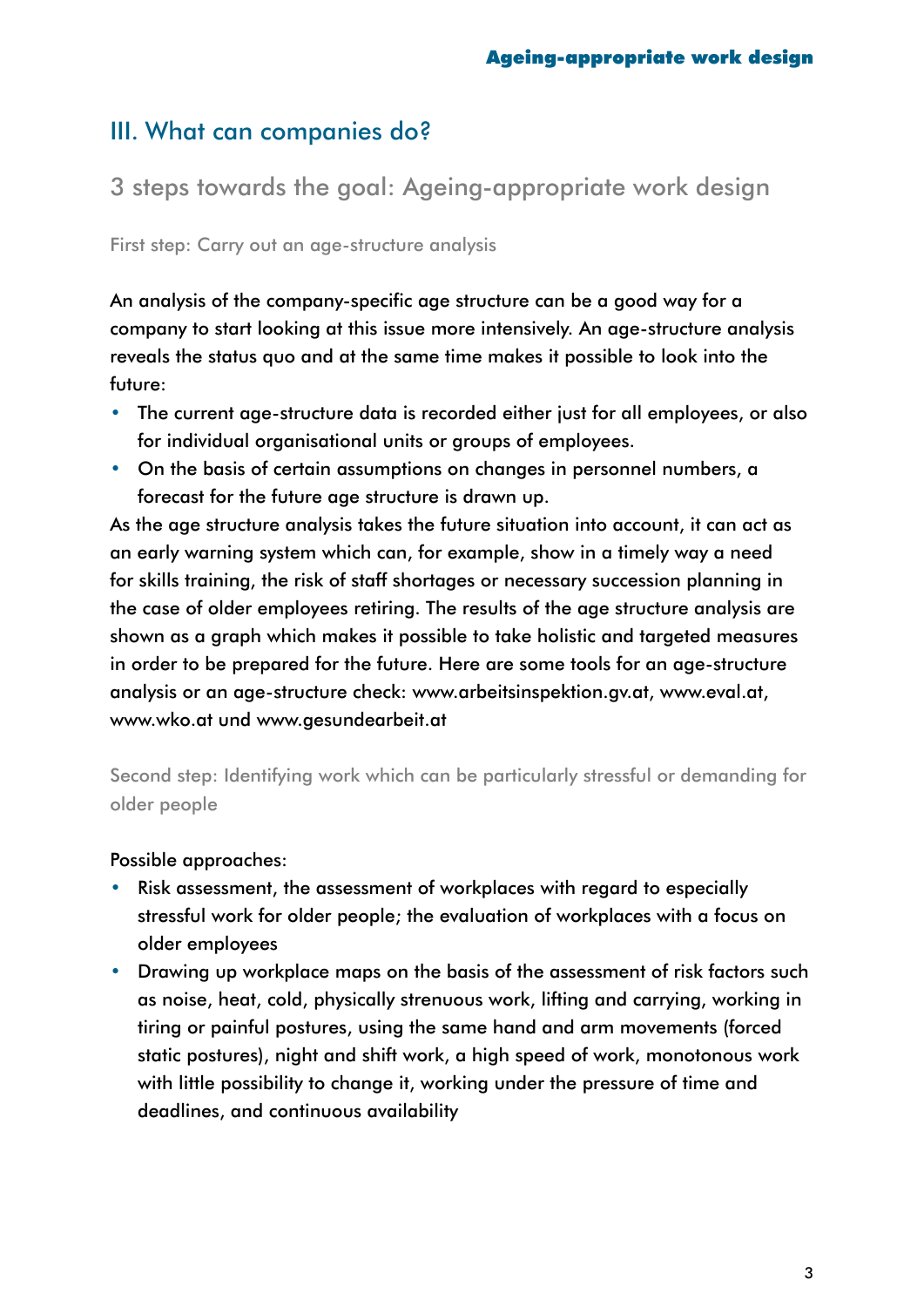# III. What can companies do?

## 3 steps towards the goal: Ageing-appropriate work design

### First step: Carry out an age-structure analysis

An analysis of the company-specific age structure can be a good way for a company to start looking at this issue more intensively. An age-structure analysis reveals the status quo and at the same time makes it possible to look into the future:

- The current age-structure data is recorded either just for all employees, or also for individual organisational units or groups of employees.
- On the basis of certain assumptions on changes in personnel numbers, a forecast for the future age structure is drawn up.

As the age structure analysis takes the future situation into account, it can act as an early warning system which can, for example, show in a timely way a need for skills training, the risk of staff shortages or necessary succession planning in the case of older employees retiring. The results of the age structure analysis are shown as a graph which makes it possible to take holistic and targeted measures in order to be prepared for the future. Here are some tools for an age-structure analysis or an age-structure check: www.arbeitsinspektion.gv.at, www.eval.at, www.wko.at und www.gesundearbeit.at

### Second step: Identifying work which can be particularly stressful or demanding for older people

Possible approaches:

- Risk assessment, the assessment of workplaces with regard to especially stressful work for older people; the evaluation of workplaces with a focus on older employees
- Drawing up workplace maps on the basis of the assessment of risk factors such as noise, heat, cold, physically strenuous work, lifting and carrying, working in tiring or painful postures, using the same hand and arm movements (forced static postures), night and shift work, a high speed of work, monotonous work with little possibility to change it, working under the pressure of time and deadlines, and continuous availability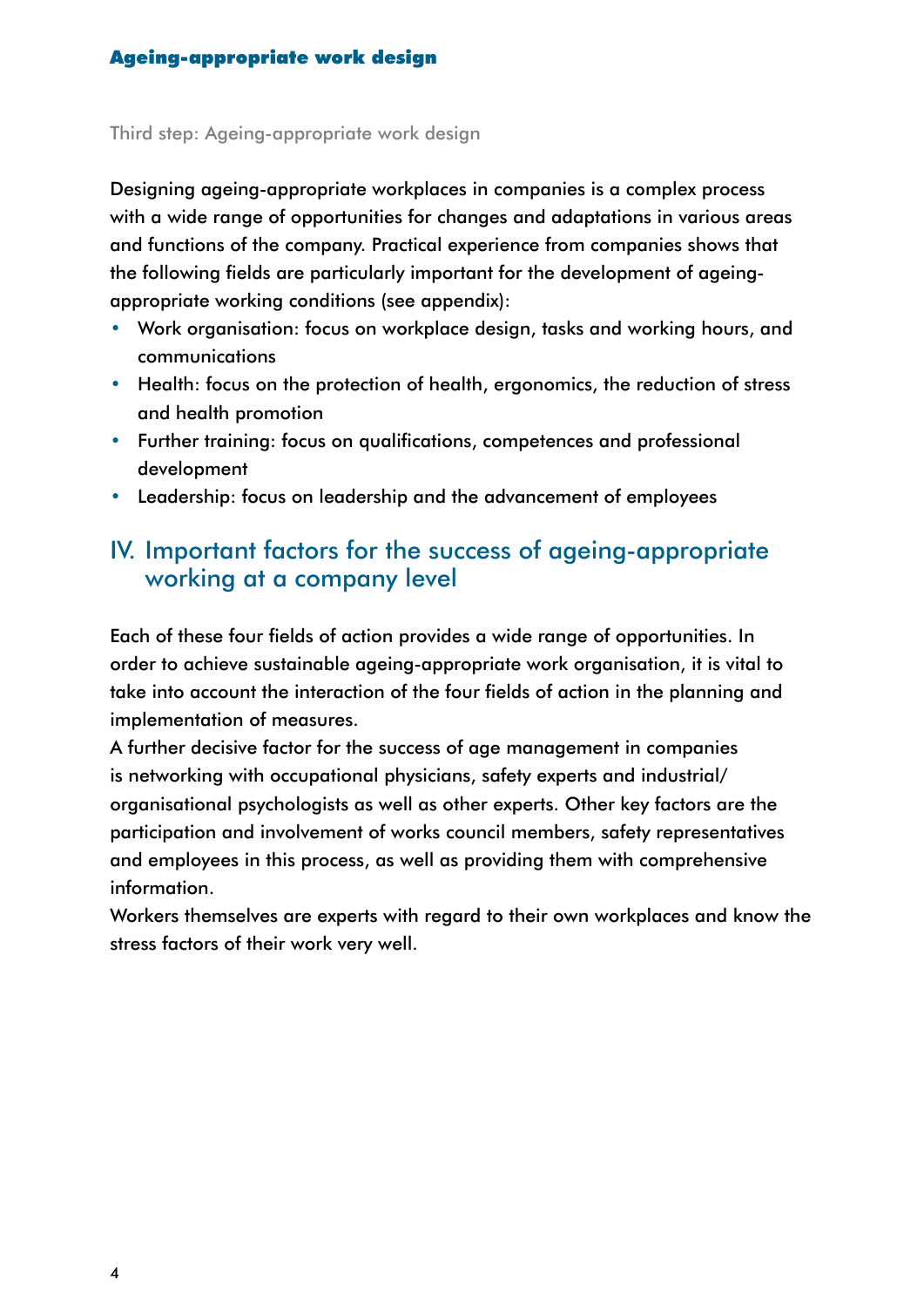Third step: Ageing-appropriate work design

Designing ageing-appropriate workplaces in companies is a complex process with a wide range of opportunities for changes and adaptations in various areas and functions of the company. Practical experience from companies shows that the following fields are particularly important for the development of ageing-appropriate working conditions (see appendix):

- Work organisation: focus on workplace design, tasks and working hours, and communications
- Health: focus on the protection of health, ergonomics, the reduction of stress and health promotion
- Further training: focus on qualifications, competences and professional development
- Leadership: focus on leadership and the advancement of employees

## IV. Important factors for the success of ageing-appropriate working at a company level

Each of these four fields of action provides a wide range of opportunities. In order to achieve sustainable ageing-appropriate work organisation, it is vital to take into account the interaction of the four fields of action in the planning and implementation of measures.

A further decisive factor for the success of age management in companies is networking with occupational physicians, safety experts and industrial/organisational psychologists as well as other experts. Other key factors are the participation and involvement of works council members, safety representatives and employees in this process, as well as providing them with comprehensive information.

Workers themselves are experts with regard to their own workplaces and know the stress factors of their work very well.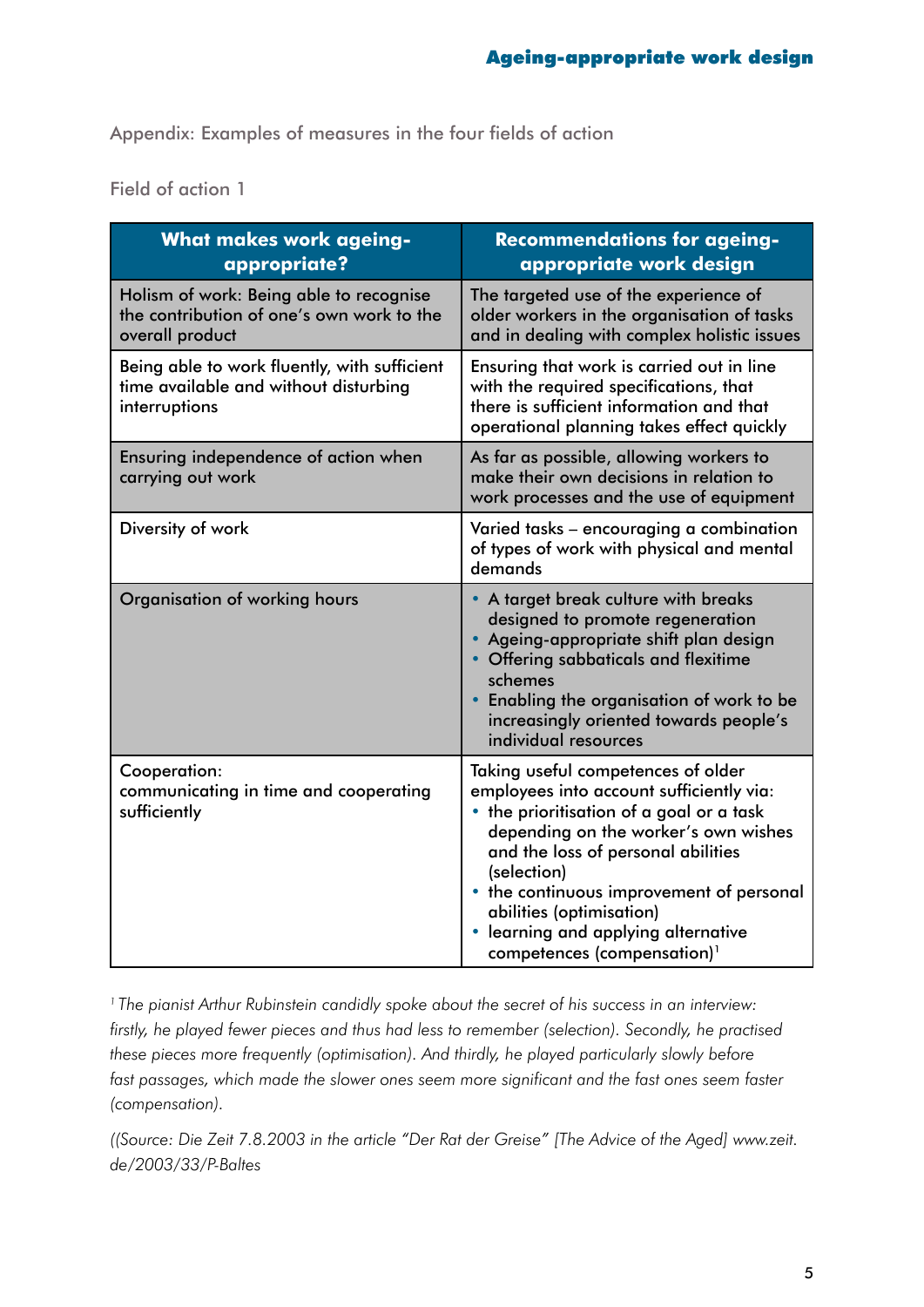Appendix: Examples of measures in the four fields of action

Field of action 1

| What makes work ageing-appropriate? | Recommendations for ageing-appropriate work design |
|---|---|
| Holism of work: Being able to recognise the contribution of one's own work to the overall product | The targeted use of the experience of older workers in the organisation of tasks and in dealing with complex holistic issues |
| Being able to work fluently, with sufficient time available and without disturbing interruptions | Ensuring that work is carried out in line with the required specifications, that there is sufficient information and that operational planning takes effect quickly |
| Ensuring independence of action when carrying out work | As far as possible, allowing workers to make their own decisions in relation to work processes and the use of equipment |
| Diversity of work | Varied tasks – encouraging a combination of types of work with physical and mental demands |
| Organisation of working hours | • A target break culture with breaks designed to promote regeneration<br>• Ageing-appropriate shift plan design<br>• Offering sabbaticals and flexitime schemes<br>• Enabling the organisation of work to be increasingly oriented towards people's individual resources |
| Cooperation: communicating in time and cooperating sufficiently | Taking useful competences of older employees into account sufficiently via:<br>• the prioritisation of a goal or a task depending on the worker's own wishes and the loss of personal abilities (selection)<br>• the continuous improvement of personal abilities (optimisation)<br>• learning and applying alternative competences (compensation)[1] |

*[1] The pianist Arthur Rubinstein candidly spoke about the secret of his success in an interview: firstly, he played fewer pieces and thus had less to remember (selection). Secondly, he practised these pieces more frequently (optimisation). And thirdly, he played particularly slowly before fast passages, which made the slower ones seem more significant and the fast ones seem faster (compensation).*

*((Source: Die Zeit 7.8.2003 in the article "Der Rat der Greise" [The Advice of the Aged] www.zeit.de/2003/33/P-Baltes*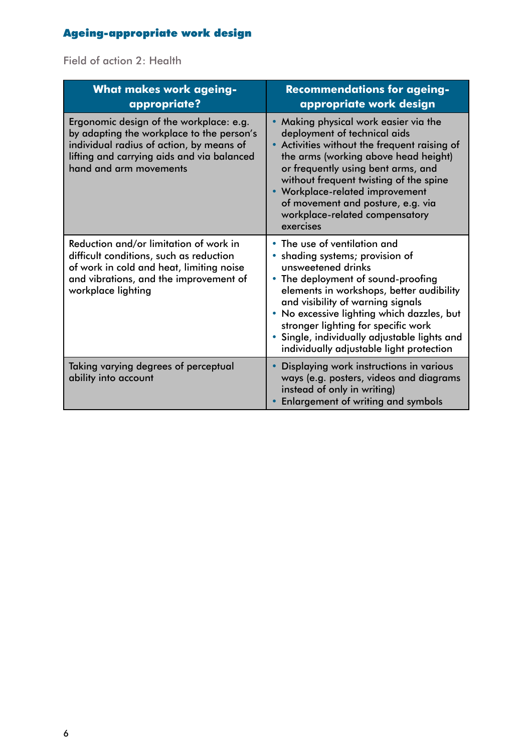## Ageing-appropriate work design

Field of action 2: Health

| What makes work ageing-appropriate? | Recommendations for ageing-appropriate work design |
|---|---|
| Ergonomic design of the workplace: e.g. by adapting the workplace to the person's individual radius of action, by means of lifting and carrying aids and via balanced hand and arm movements | • Making physical work easier via the deployment of technical aids<br>• Activities without the frequent raising of the arms (working above head height) or frequently using bent arms, and without frequent twisting of the spine<br>• Workplace-related improvement of movement and posture, e.g. via workplace-related compensatory exercises |
| Reduction and/or limitation of work in difficult conditions, such as reduction of work in cold and heat, limiting noise and vibrations, and the improvement of workplace lighting | • The use of ventilation and<br>• shading systems; provision of unsweetened drinks<br>• The deployment of sound-proofing elements in workshops, better audibility and visibility of warning signals<br>• No excessive lighting which dazzles, but stronger lighting for specific work<br>• Single, individually adjustable lights and individually adjustable light protection |
| Taking varying degrees of perceptual ability into account | • Displaying work instructions in various ways (e.g. posters, videos and diagrams instead of only in writing)<br>• Enlargement of writing and symbols |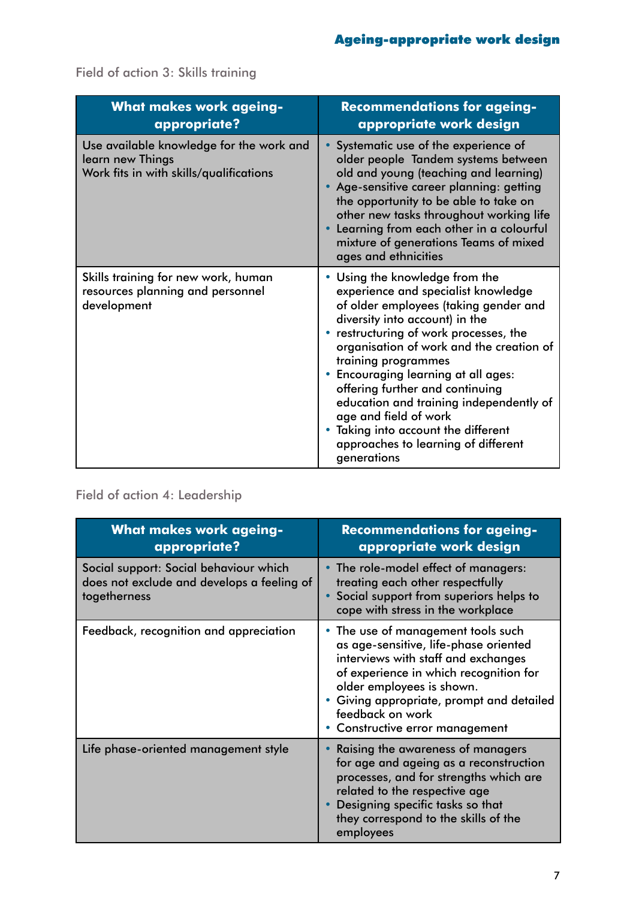Field of action 3: Skills training

| What makes work ageing-appropriate? | Recommendations for ageing-appropriate work design |
|---|---|
| Use available knowledge for the work and learn new Things<br>Work fits in with skills/qualifications | • Systematic use of the experience of older people  Tandem systems between old and young (teaching and learning)<br>• Age-sensitive career planning: getting the opportunity to be able to take on other new tasks throughout working life<br>• Learning from each other in a colourful mixture of generations Teams of mixed ages and ethnicities |
| Skills training for new work, human resources planning and personnel development | • Using the knowledge from the experience and specialist knowledge of older employees (taking gender and diversity into account) in the<br>• restructuring of work processes, the organisation of work and the creation of training programmes<br>• Encouraging learning at all ages: offering further and continuing education and training independently of age and field of work<br>• Taking into account the different approaches to learning of different generations |

Field of action 4: Leadership

| What makes work ageing-appropriate? | Recommendations for ageing-appropriate work design |
|---|---|
| Social support: Social behaviour which does not exclude and develops a feeling of togetherness | • The role-model effect of managers: treating each other respectfully<br>• Social support from superiors helps to cope with stress in the workplace |
| Feedback, recognition and appreciation | • The use of management tools such as age-sensitive, life-phase oriented interviews with staff and exchanges of experience in which recognition for older employees is shown.<br>• Giving appropriate, prompt and detailed feedback on work<br>• Constructive error management |
| Life phase-oriented management style | • Raising the awareness of managers for age and ageing as a reconstruction processes, and for strengths which are related to the respective age<br>• Designing specific tasks so that they correspond to the skills of the employees |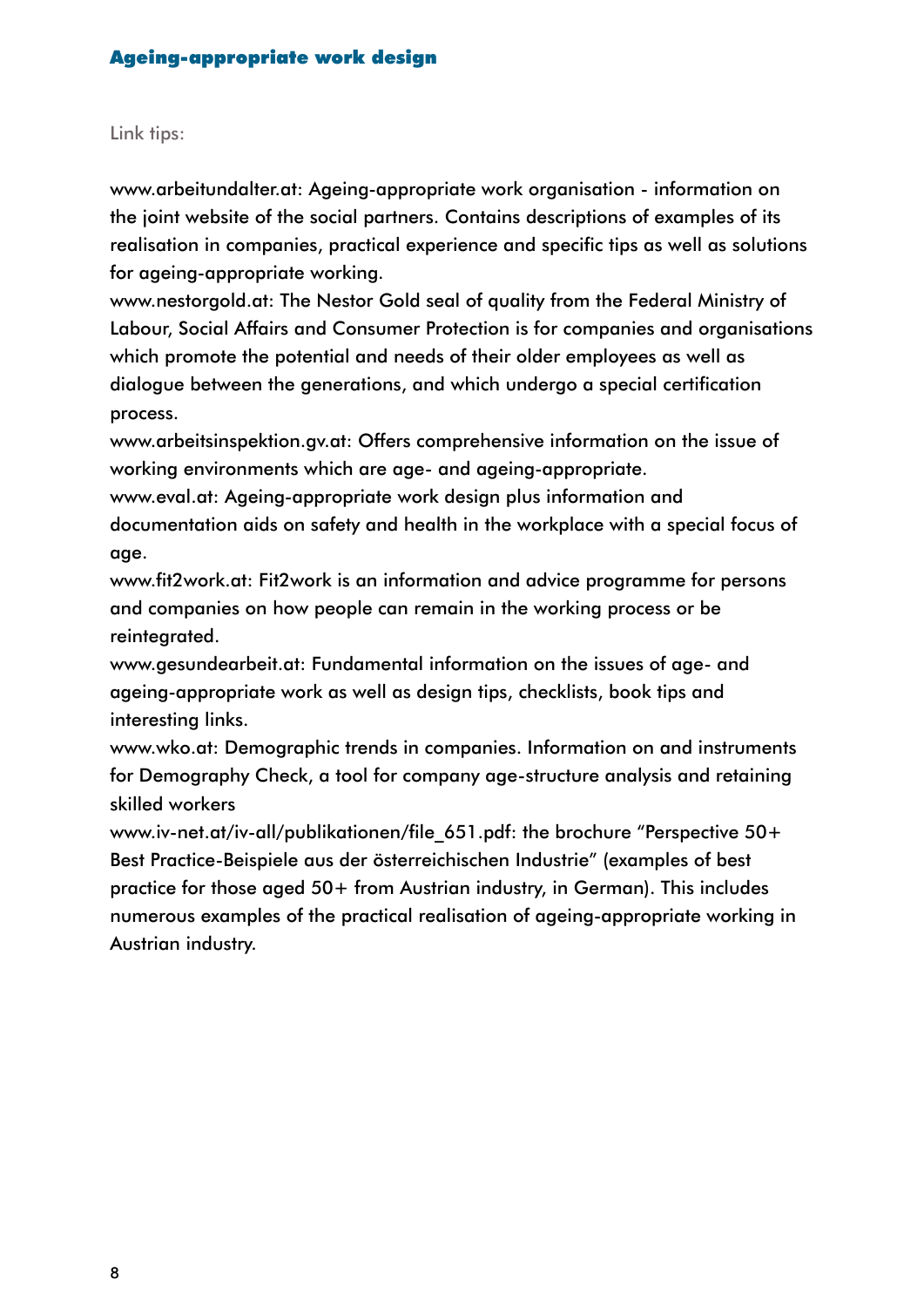Link tips:

www.arbeitundalter.at: Ageing-appropriate work organisation - information on the joint website of the social partners. Contains descriptions of examples of its realisation in companies, practical experience and specific tips as well as solutions for ageing-appropriate working.
www.nestorgold.at: The Nestor Gold seal of quality from the Federal Ministry of Labour, Social Affairs and Consumer Protection is for companies and organisations which promote the potential and needs of their older employees as well as dialogue between the generations, and which undergo a special certification process.
www.arbeitsinspektion.gv.at: Offers comprehensive information on the issue of working environments which are age- and ageing-appropriate.
www.eval.at: Ageing-appropriate work design plus information and documentation aids on safety and health in the workplace with a special focus of age.
www.fit2work.at: Fit2work is an information and advice programme for persons and companies on how people can remain in the working process or be reintegrated.
www.gesundearbeit.at: Fundamental information on the issues of age- and ageing-appropriate work as well as design tips, checklists, book tips and interesting links.
www.wko.at: Demographic trends in companies. Information on and instruments for Demography Check, a tool for company age-structure analysis and retaining skilled workers
www.iv-net.at/iv-all/publikationen/file_651.pdf: the brochure "Perspective 50+ Best Practice-Beispiele aus der österreichischen Industrie" (examples of best practice for those aged 50+ from Austrian industry, in German). This includes numerous examples of the practical realisation of ageing-appropriate working in Austrian industry.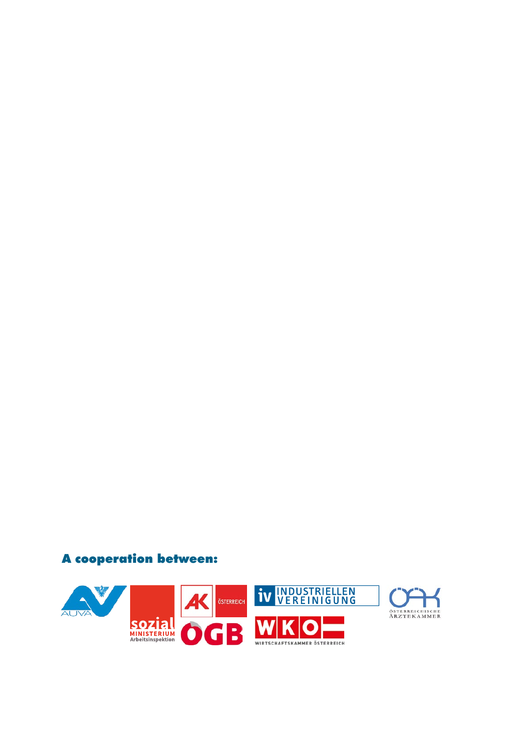**A cooperation between:**

AUVA

sozial MINISTERIUM Arbeitsinspektion

AK ÖSTERREICH

ÖGB

iv INDUSTRIELLEN VEREINIGUNG

WKO WIRTSCHAFTSKAMMER ÖSTERREICH

ÖÄK ÖSTERREICHISCHE ÄRZTEKAMMER